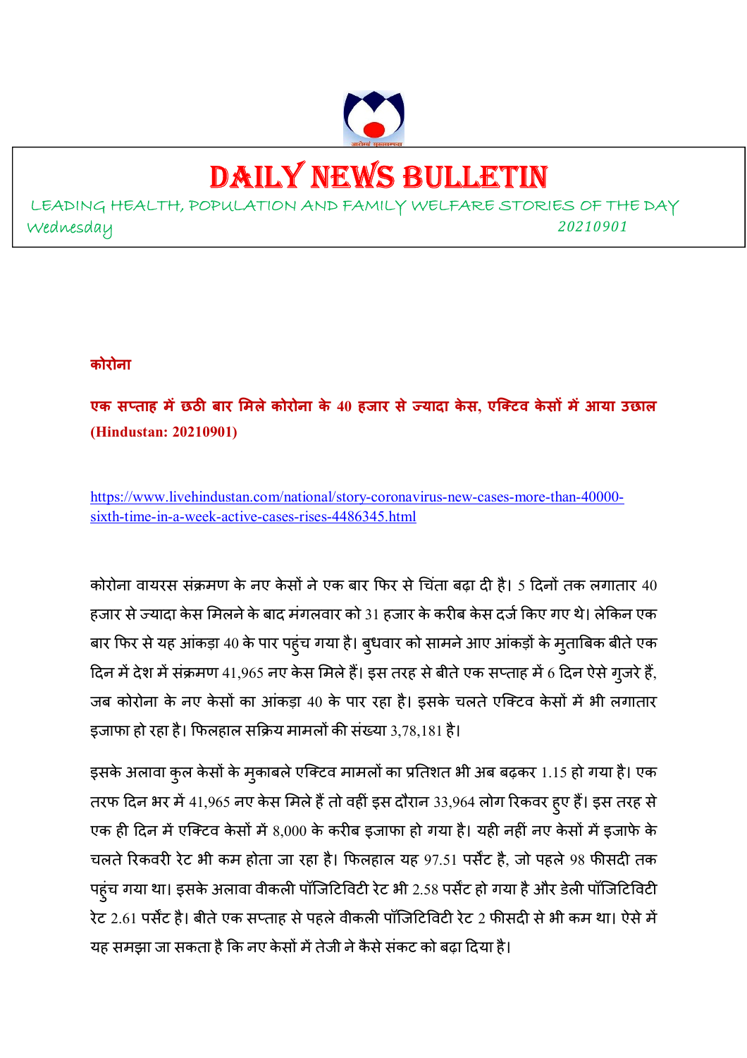# DAILY NEWS BULLETIN

LEADING HEALTH, POPULATION AND FAMILY WELFARE STORIES OF THE DAY

Wednesday 20210901

**कोरोना**

**एक सप्ताह में छठी बार मिले कोरोना के 40 हजार से ज्यादा केस, एक्टिव केसों में आया उछाल (Hindustan: 20210901)**

https://www.livehindustan.com/national/story-coronavirus-new-cases-more-than-40000-sixth-time-in-a-week-active-cases-rises-4486345.html

कोरोना वायरस संक्रमण के नए केसों ने एक बार फिर से चिंता बढ़ा दी है। 5 दिनों तक लगातार 40 हजार से ज्यादा केस मिलने के बाद मंगलवार को 31 हजार के करीब केस दर्ज किए गए थे। लेकिन एक बार फिर से यह आंकड़ा 40 के पार पहुंच गया है। बुधवार को सामने आए आंकड़ों के मुताबिक बीते एक दिन में देश में संक्रमण 41,965 नए केस मिले हैं। इस तरह से बीते एक सप्ताह में 6 दिन ऐसे गुजरे हैं, जब कोरोना के नए केसों का आंकड़ा 40 के पार रहा है। इसके चलते एक्टिव केसों में भी लगातार इजाफा हो रहा है। फिलहाल सक्रिय मामलों की संख्या 3,78,181 है।

इसके अलावा कुल केसों के मुकाबले एक्टिव मामलों का प्रतिशत भी अब बढ़कर 1.15 हो गया है। एक तरफ दिन भर में 41,965 नए केस मिले हैं तो वहीं इस दौरान 33,964 लोग रिकवर हुए हैं। इस तरह से एक ही दिन में एक्टिव केसों में 8,000 के करीब इजाफा हो गया है। यही नहीं नए केसों में इजाफे के चलते रिकवरी रेट भी कम होता जा रहा है। फिलहाल यह 97.51 पर्सेंट है, जो पहले 98 फीसदी तक पहुंच गया था। इसके अलावा वीकली पॉजिटिविटी रेट भी 2.58 पर्सेंट हो गया है और डेली पॉजिटिविटी रेट 2.61 पर्सेंट है। बीते एक सप्ताह से पहले वीकली पॉजिटिविटी रेट 2 फीसदी से भी कम था। ऐसे में यह समझा जा सकता है कि नए केसों में तेजी ने कैसे संकट को बढ़ा दिया है।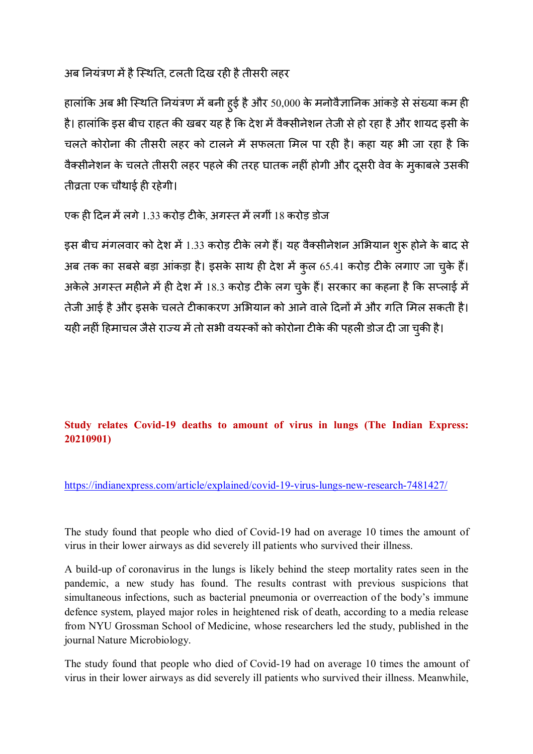अब नियंत्रण में है स्थिति, टलती दिख रही है तीसरी लहर

हालांकि अब भी स्थिति नियंत्रण में बनी हुई है और 50,000 के मनोवैज्ञानिक आंकड़े से संख्या कम ही है। हालांकि इस बीच राहत की खबर यह है कि देश में वैक्सीनेशन तेजी से हो रहा है और शायद इसी के चलते कोरोना की तीसरी लहर को टालने में सफलता मिल पा रही है। कहा यह भी जा रहा है कि वैक्सीनेशन के चलते तीसरी लहर पहले की तरह घातक नहीं होगी और दूसरी वेव के मुकाबले उसकी तीव्रता एक चौथाई ही रहेगी।

एक ही दिन में लगे 1.33 करोड़ टीके, अगस्त में लगीं 18 करोड़ डोज

इस बीच मंगलवार को देश में 1.33 करोड़ टीके लगे हैं। यह वैक्सीनेशन अभियान शुरू होने के बाद से अब तक का सबसे बड़ा आंकड़ा है। इसके साथ ही देश में कुल 65.41 करोड़ टीके लगाए जा चुके हैं। अकेले अगस्त महीने में ही देश में 18.3 करोड़ टीके लग चुके हैं। सरकार का कहना है कि सप्लाई में तेजी आई है और इसके चलते टीकाकरण अभियान को आने वाले दिनों में और गति मिल सकती है। यही नहीं हिमाचल जैसे राज्य में तो सभी वयस्कों को कोरोना टीके की पहली डोज दी जा चुकी है।

## Study relates Covid-19 deaths to amount of virus in lungs (The Indian Express: 20210901)

https://indianexpress.com/article/explained/covid-19-virus-lungs-new-research-7481427/

The study found that people who died of Covid-19 had on average 10 times the amount of virus in their lower airways as did severely ill patients who survived their illness.

A build-up of coronavirus in the lungs is likely behind the steep mortality rates seen in the pandemic, a new study has found. The results contrast with previous suspicions that simultaneous infections, such as bacterial pneumonia or overreaction of the body's immune defence system, played major roles in heightened risk of death, according to a media release from NYU Grossman School of Medicine, whose researchers led the study, published in the journal Nature Microbiology.

The study found that people who died of Covid-19 had on average 10 times the amount of virus in their lower airways as did severely ill patients who survived their illness. Meanwhile,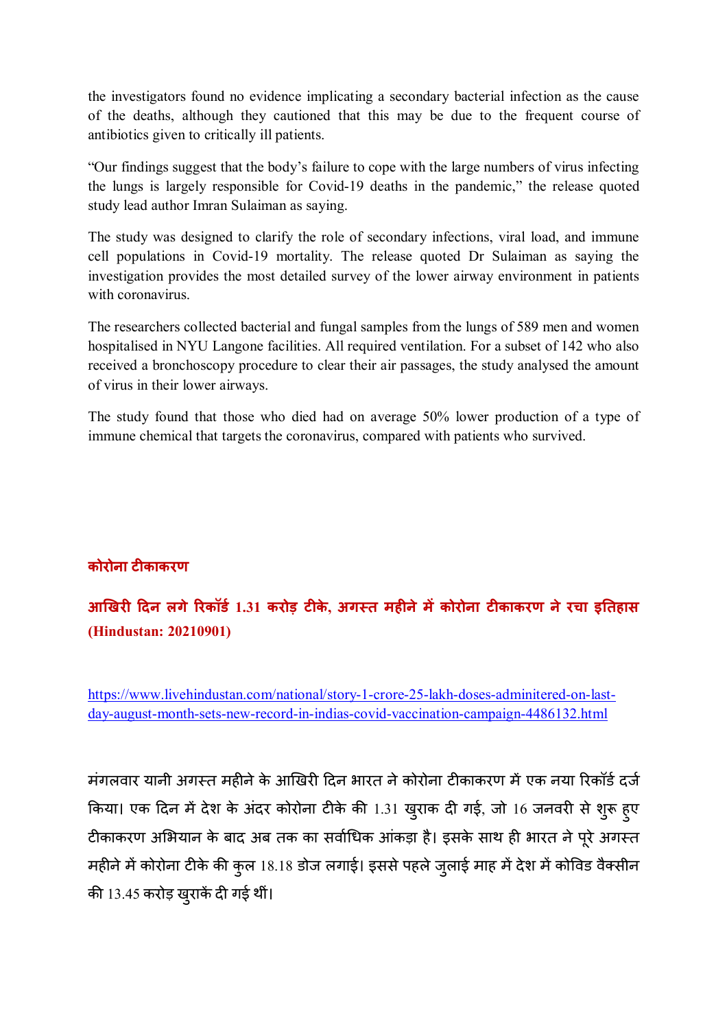the investigators found no evidence implicating a secondary bacterial infection as the cause of the deaths, although they cautioned that this may be due to the frequent course of antibiotics given to critically ill patients.

“Our findings suggest that the body’s failure to cope with the large numbers of virus infecting the lungs is largely responsible for Covid-19 deaths in the pandemic,” the release quoted study lead author Imran Sulaiman as saying.

The study was designed to clarify the role of secondary infections, viral load, and immune cell populations in Covid-19 mortality. The release quoted Dr Sulaiman as saying the investigation provides the most detailed survey of the lower airway environment in patients with coronavirus.

The researchers collected bacterial and fungal samples from the lungs of 589 men and women hospitalised in NYU Langone facilities. All required ventilation. For a subset of 142 who also received a bronchoscopy procedure to clear their air passages, the study analysed the amount of virus in their lower airways.

The study found that those who died had on average 50% lower production of a type of immune chemical that targets the coronavirus, compared with patients who survived.

**कोरोना टीकाकरण**

## आखिरी दिन लगे रिकॉर्ड 1.31 करोड़ टीके, अगस्त महीने में कोरोना टीकाकरण ने रचा इतिहास (Hindustan: 20210901)

https://www.livehindustan.com/national/story-1-crore-25-lakh-doses-adminitered-on-last-day-august-month-sets-new-record-in-indias-covid-vaccination-campaign-4486132.html

मंगलवार यानी अगस्त महीने के आखिरी दिन भारत ने कोरोना टीकाकरण में एक नया रिकॉर्ड दर्ज किया। एक दिन में देश के अंदर कोरोना टीके की 1.31 खुराक दी गई, जो 16 जनवरी से शुरू हुए टीकाकरण अभियान के बाद अब तक का सर्वाधिक आंकड़ा है। इसके साथ ही भारत ने पूरे अगस्त महीने में कोरोना टीके की कुल 18.18 डोज लगाई। इससे पहले जुलाई माह में देश में कोविड वैक्सीन की 13.45 करोड़ खुराकें दी गई थीं।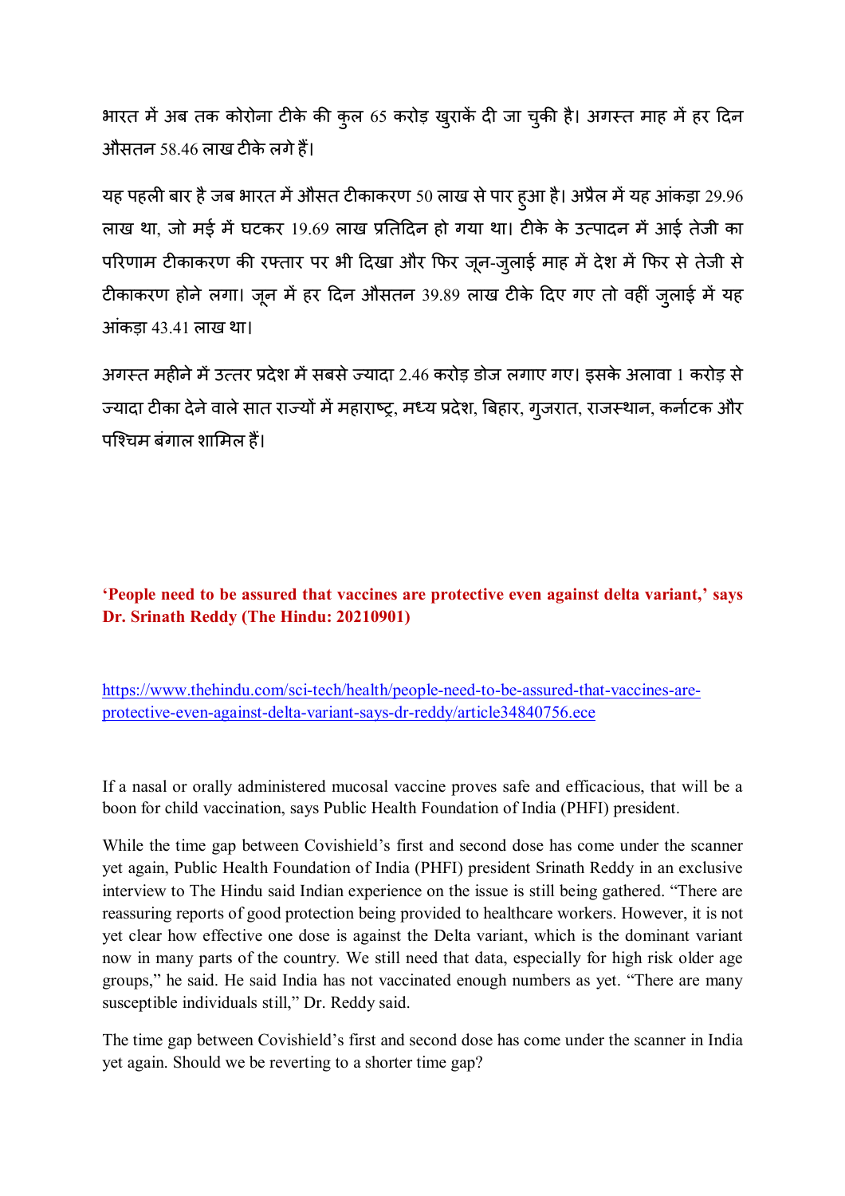भारत में अब तक कोरोना टीके की कुल 65 करोड़ खुराकें दी जा चुकी है। अगस्त माह में हर दिन औसतन 58.46 लाख टीके लगे हैं।

यह पहली बार है जब भारत में औसत टीकाकरण 50 लाख से पार हुआ है। अप्रैल में यह आंकड़ा 29.96 लाख था, जो मई में घटकर 19.69 लाख प्रतिदिन हो गया था। टीके के उत्पादन में आई तेजी का परिणाम टीकाकरण की रफ्तार पर भी दिखा और फिर जून-जुलाई माह में देश में फिर से तेजी से टीकाकरण होने लगा। जून में हर दिन औसतन 39.89 लाख टीके दिए गए तो वहीं जुलाई में यह आंकड़ा 43.41 लाख था।

अगस्त महीने में उत्तर प्रदेश में सबसे ज्यादा 2.46 करोड़ डोज लगाए गए। इसके अलावा 1 करोड़ से ज्यादा टीका देने वाले सात राज्यों में महाराष्ट्र, मध्य प्रदेश, बिहार, गुजरात, राजस्थान, कर्नाटक और पश्चिम बंगाल शामिल हैं।

**'People need to be assured that vaccines are protective even against delta variant,' says Dr. Srinath Reddy (The Hindu: 20210901)**

https://www.thehindu.com/sci-tech/health/people-need-to-be-assured-that-vaccines-are-protective-even-against-delta-variant-says-dr-reddy/article34840756.ece

If a nasal or orally administered mucosal vaccine proves safe and efficacious, that will be a boon for child vaccination, says Public Health Foundation of India (PHFI) president.

While the time gap between Covishield's first and second dose has come under the scanner yet again, Public Health Foundation of India (PHFI) president Srinath Reddy in an exclusive interview to The Hindu said Indian experience on the issue is still being gathered. "There are reassuring reports of good protection being provided to healthcare workers. However, it is not yet clear how effective one dose is against the Delta variant, which is the dominant variant now in many parts of the country. We still need that data, especially for high risk older age groups," he said. He said India has not vaccinated enough numbers as yet. "There are many susceptible individuals still," Dr. Reddy said.

The time gap between Covishield's first and second dose has come under the scanner in India yet again. Should we be reverting to a shorter time gap?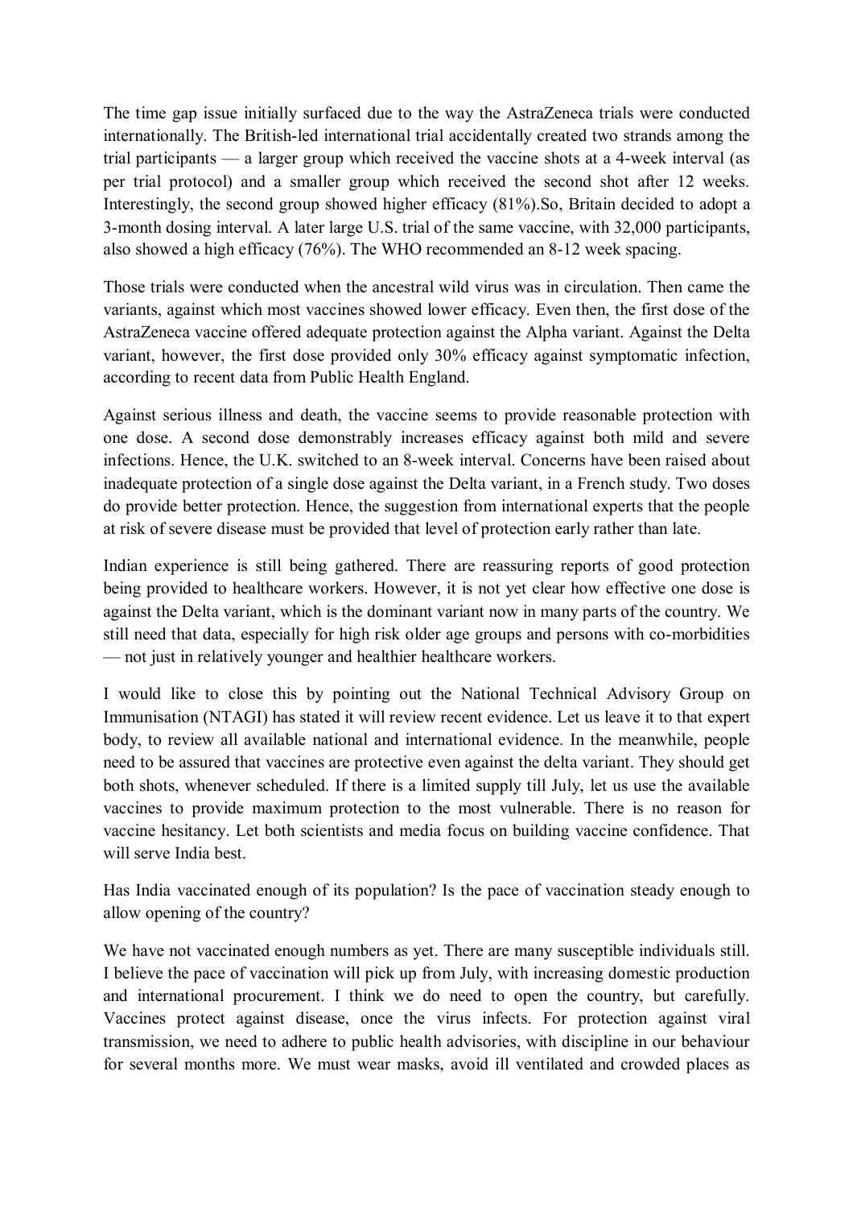The time gap issue initially surfaced due to the way the AstraZeneca trials were conducted internationally. The British-led international trial accidentally created two strands among the trial participants — a larger group which received the vaccine shots at a 4-week interval (as per trial protocol) and a smaller group which received the second shot after 12 weeks. Interestingly, the second group showed higher efficacy (81%).So, Britain decided to adopt a 3-month dosing interval. A later large U.S. trial of the same vaccine, with 32,000 participants, also showed a high efficacy (76%). The WHO recommended an 8-12 week spacing.

Those trials were conducted when the ancestral wild virus was in circulation. Then came the variants, against which most vaccines showed lower efficacy. Even then, the first dose of the AstraZeneca vaccine offered adequate protection against the Alpha variant. Against the Delta variant, however, the first dose provided only 30% efficacy against symptomatic infection, according to recent data from Public Health England.

Against serious illness and death, the vaccine seems to provide reasonable protection with one dose. A second dose demonstrably increases efficacy against both mild and severe infections. Hence, the U.K. switched to an 8-week interval. Concerns have been raised about inadequate protection of a single dose against the Delta variant, in a French study. Two doses do provide better protection. Hence, the suggestion from international experts that the people at risk of severe disease must be provided that level of protection early rather than late.

Indian experience is still being gathered. There are reassuring reports of good protection being provided to healthcare workers. However, it is not yet clear how effective one dose is against the Delta variant, which is the dominant variant now in many parts of the country. We still need that data, especially for high risk older age groups and persons with co-morbidities — not just in relatively younger and healthier healthcare workers.

I would like to close this by pointing out the National Technical Advisory Group on Immunisation (NTAGI) has stated it will review recent evidence. Let us leave it to that expert body, to review all available national and international evidence. In the meanwhile, people need to be assured that vaccines are protective even against the delta variant. They should get both shots, whenever scheduled. If there is a limited supply till July, let us use the available vaccines to provide maximum protection to the most vulnerable. There is no reason for vaccine hesitancy. Let both scientists and media focus on building vaccine confidence. That will serve India best.

Has India vaccinated enough of its population? Is the pace of vaccination steady enough to allow opening of the country?

We have not vaccinated enough numbers as yet. There are many susceptible individuals still. I believe the pace of vaccination will pick up from July, with increasing domestic production and international procurement. I think we do need to open the country, but carefully. Vaccines protect against disease, once the virus infects. For protection against viral transmission, we need to adhere to public health advisories, with discipline in our behaviour for several months more. We must wear masks, avoid ill ventilated and crowded places as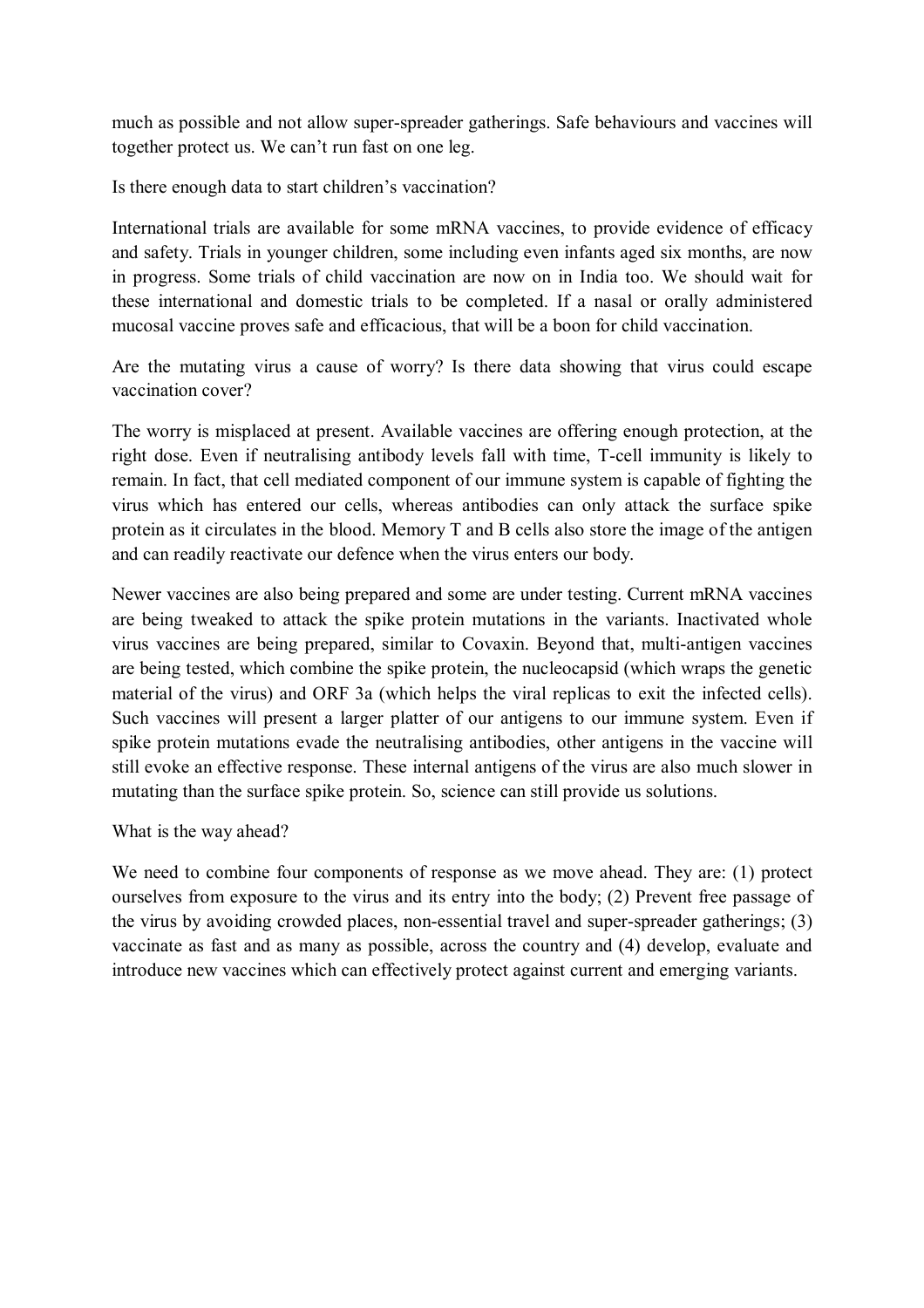much as possible and not allow super-spreader gatherings. Safe behaviours and vaccines will together protect us. We can't run fast on one leg.

Is there enough data to start children's vaccination?

International trials are available for some mRNA vaccines, to provide evidence of efficacy and safety. Trials in younger children, some including even infants aged six months, are now in progress. Some trials of child vaccination are now on in India too. We should wait for these international and domestic trials to be completed. If a nasal or orally administered mucosal vaccine proves safe and efficacious, that will be a boon for child vaccination.

Are the mutating virus a cause of worry? Is there data showing that virus could escape vaccination cover?

The worry is misplaced at present. Available vaccines are offering enough protection, at the right dose. Even if neutralising antibody levels fall with time, T-cell immunity is likely to remain. In fact, that cell mediated component of our immune system is capable of fighting the virus which has entered our cells, whereas antibodies can only attack the surface spike protein as it circulates in the blood. Memory T and B cells also store the image of the antigen and can readily reactivate our defence when the virus enters our body.

Newer vaccines are also being prepared and some are under testing. Current mRNA vaccines are being tweaked to attack the spike protein mutations in the variants. Inactivated whole virus vaccines are being prepared, similar to Covaxin. Beyond that, multi-antigen vaccines are being tested, which combine the spike protein, the nucleocapsid (which wraps the genetic material of the virus) and ORF 3a (which helps the viral replicas to exit the infected cells). Such vaccines will present a larger platter of our antigens to our immune system. Even if spike protein mutations evade the neutralising antibodies, other antigens in the vaccine will still evoke an effective response. These internal antigens of the virus are also much slower in mutating than the surface spike protein. So, science can still provide us solutions.

What is the way ahead?

We need to combine four components of response as we move ahead. They are: (1) protect ourselves from exposure to the virus and its entry into the body; (2) Prevent free passage of the virus by avoiding crowded places, non-essential travel and super-spreader gatherings; (3) vaccinate as fast and as many as possible, across the country and (4) develop, evaluate and introduce new vaccines which can effectively protect against current and emerging variants.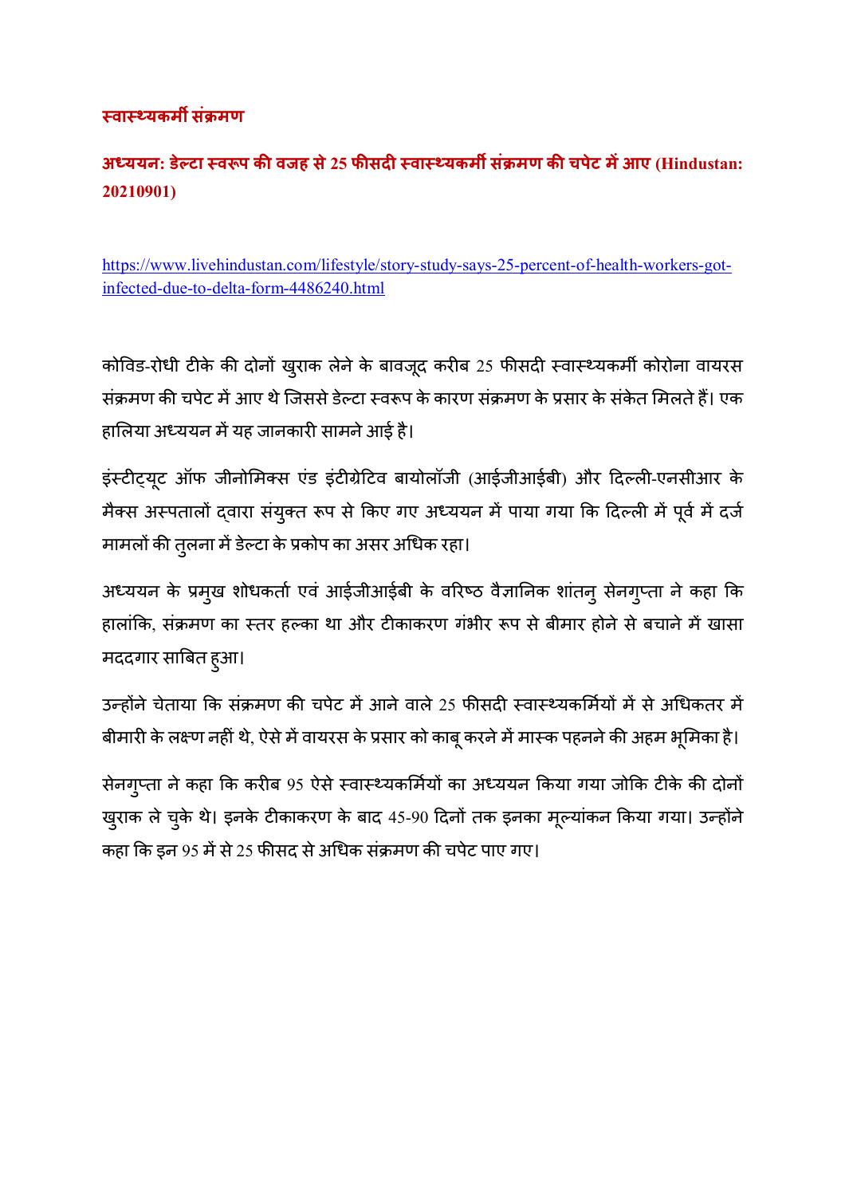## स्वास्थ्यकर्मी संक्रमण

### अध्ययन: डेल्टा स्वरूप की वजह से 25 फीसदी स्वास्थ्यकर्मी संक्रमण की चपेट में आए (Hindustan: 20210901)

https://www.livehindustan.com/lifestyle/story-study-says-25-percent-of-health-workers-got-infected-due-to-delta-form-4486240.html

कोविड-रोधी टीके की दोनों खुराक लेने के बावजूद करीब 25 फीसदी स्वास्थ्यकर्मी कोरोना वायरस संक्रमण की चपेट में आए थे जिससे डेल्टा स्वरूप के कारण संक्रमण के प्रसार के संकेत मिलते हैं। एक हालिया अध्ययन में यह जानकारी सामने आई है।

इंस्टीट्यूट ऑफ जीनोमिक्स एंड इंटीग्रेटिव बायोलॉजी (आईजीआईबी) और दिल्ली-एनसीआर के मैक्स अस्पतालों द्वारा संयुक्त रूप से किए गए अध्ययन में पाया गया कि दिल्ली में पूर्व में दर्ज मामलों की तुलना में डेल्टा के प्रकोप का असर अधिक रहा।

अध्ययन के प्रमुख शोधकर्ता एवं आईजीआईबी के वरिष्ठ वैज्ञानिक शांतनु सेनगुप्ता ने कहा कि हालांकि, संक्रमण का स्तर हल्का था और टीकाकरण गंभीर रूप से बीमार होने से बचाने में खासा मददगार साबित हुआ।

उन्होंने चेताया कि संक्रमण की चपेट में आने वाले 25 फीसदी स्वास्थ्यकर्मियों में से अधिकतर में बीमारी के लक्ष्ण नहीं थे, ऐसे में वायरस के प्रसार को काबू करने में मास्क पहनने की अहम भूमिका है।

सेनगुप्ता ने कहा कि करीब 95 ऐसे स्वास्थ्यकर्मियों का अध्ययन किया गया जोकि टीके की दोनों खुराक ले चुके थे। इनके टीकाकरण के बाद 45-90 दिनों तक इनका मूल्यांकन किया गया। उन्होंने कहा कि इन 95 में से 25 फीसद से अधिक संक्रमण की चपेट पाए गए।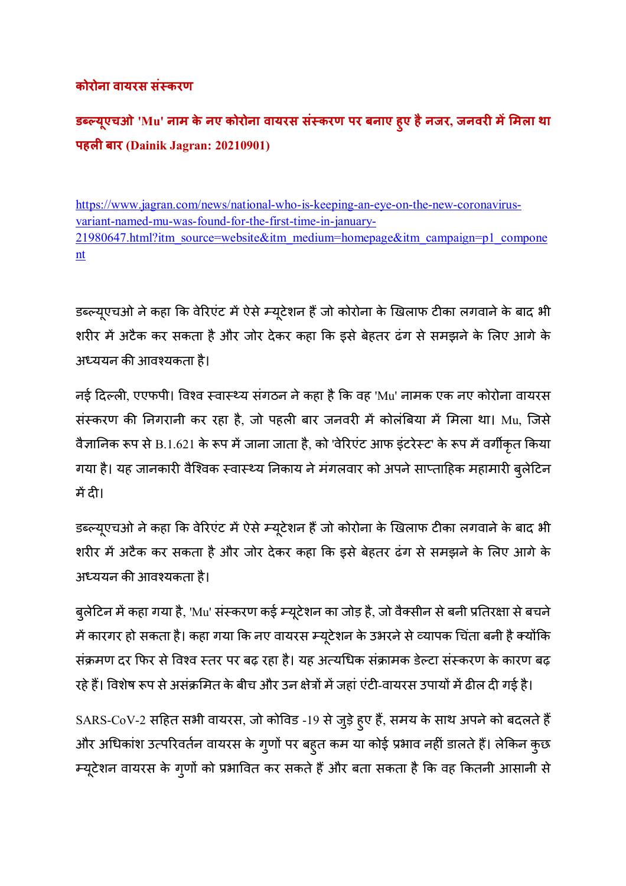## कोरोना वायरस संस्करण

### डब्ल्यूएचओ 'Mu' नाम के नए कोरोना वायरस संस्करण पर बनाए हुए है नजर, जनवरी में मिला था पहली बार (Dainik Jagran: 20210901)

https://www.jagran.com/news/national-who-is-keeping-an-eye-on-the-new-coronavirus-variant-named-mu-was-found-for-the-first-time-in-january-21980647.html?itm_source=website&itm_medium=homepage&itm_campaign=p1_component

डब्ल्यूएचओ ने कहा कि वेरिएंट में ऐसे म्यूटेशन हैं जो कोरोना के खिलाफ टीका लगवाने के बाद भी शरीर में अटैक कर सकता है और जोर देकर कहा कि इसे बेहतर ढंग से समझने के लिए आगे के अध्ययन की आवश्यकता है।

नई दिल्ली, एएफपी। विश्व स्वास्थ्य संगठन ने कहा है कि वह 'Mu' नामक एक नए कोरोना वायरस संस्करण की निगरानी कर रहा है, जो पहली बार जनवरी में कोलंबिया में मिला था। Mu, जिसे वैज्ञानिक रूप से B.1.621 के रूप में जाना जाता है, को 'वेरिएंट आफ इंटरेस्ट' के रूप में वर्गीकृत किया गया है। यह जानकारी वैश्विक स्वास्थ्य निकाय ने मंगलवार को अपने साप्ताहिक महामारी बुलेटिन में दी।

डब्ल्यूएचओ ने कहा कि वेरिएंट में ऐसे म्यूटेशन हैं जो कोरोना के खिलाफ टीका लगवाने के बाद भी शरीर में अटैक कर सकता है और जोर देकर कहा कि इसे बेहतर ढंग से समझने के लिए आगे के अध्ययन की आवश्यकता है।

बुलेटिन में कहा गया है, 'Mu' संस्करण कई म्यूटेशन का जोड़ है, जो वैक्सीन से बनी प्रतिरक्षा से बचने में कारगर हो सकता है। कहा गया कि नए वायरस म्यूटेशन के उभरने से व्यापक चिंता बनी है क्योंकि संक्रमण दर फिर से विश्व स्तर पर बढ़ रहा है। यह अत्यधिक संक्रामक डेल्टा संस्करण के कारण बढ़ रहे हैं। विशेष रूप से असंक्रमित के बीच और उन क्षेत्रों में जहां एंटी-वायरस उपायों में ढील दी गई है।

SARS-CoV-2 सहित सभी वायरस, जो कोविड -19 से जुड़े हुए हैं, समय के साथ अपने को बदलते हैं और अधिकांश उत्परिवर्तन वायरस के गुणों पर बहुत कम या कोई प्रभाव नहीं डालते हैं। लेकिन कुछ म्यूटेशन वायरस के गुणों को प्रभावित कर सकते हैं और बता सकता है कि वह कितनी आसानी से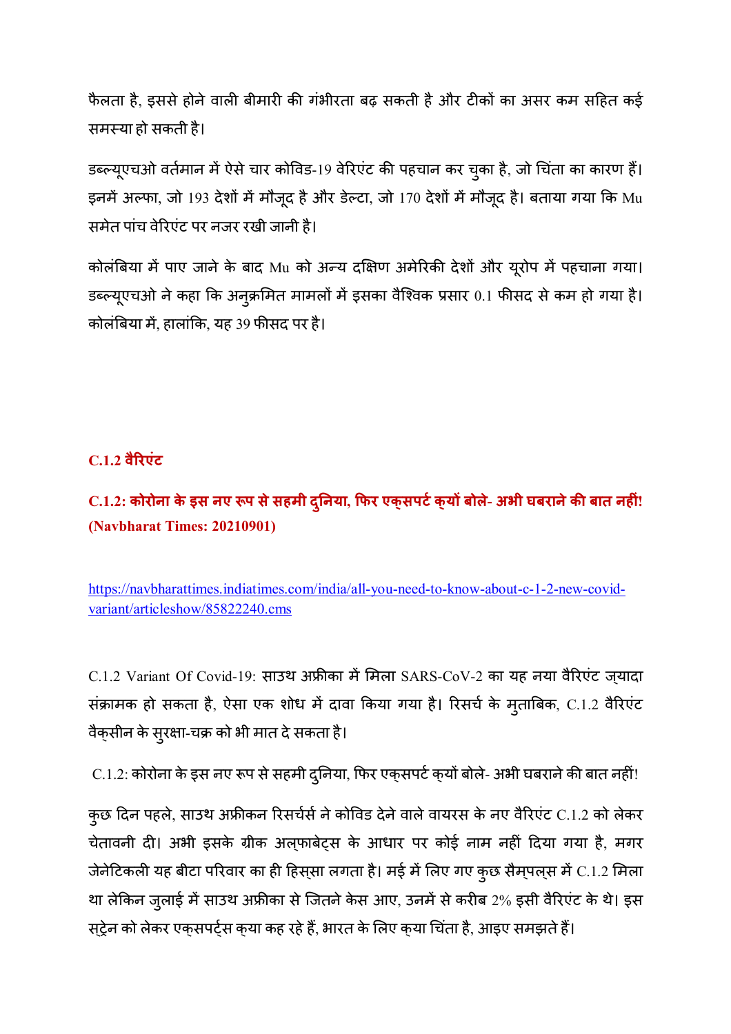फैलता है, इससे होने वाली बीमारी की गंभीरता बढ़ सकती है और टीकों का असर कम सहित कई समस्या हो सकती है।

डब्ल्यूएचओ वर्तमान में ऐसे चार कोविड-19 वेरिएंट की पहचान कर चुका है, जो चिंता का कारण हैं। इनमें अल्फा, जो 193 देशों में मौजूद है और डेल्टा, जो 170 देशों में मौजूद है। बताया गया कि Mu समेत पांच वेरिएंट पर नजर रखी जानी है।

कोलंबिया में पाए जाने के बाद Mu को अन्य दक्षिण अमेरिकी देशों और यूरोप में पहचाना गया। डब्ल्यूएचओ ने कहा कि अनुक्रमित मामलों में इसका वैश्विक प्रसार 0.1 फीसद से कम हो गया है। कोलंबिया में, हालांकि, यह 39 फीसद पर है।

## C.1.2 वैरिएंट

### C.1.2: कोरोना के इस नए रूप से सहमी दुनिया, फिर एक्सपर्ट क्यों बोले- अभी घबराने की बात नहीं! (Navbharat Times: 20210901)

https://navbharattimes.indiatimes.com/india/all-you-need-to-know-about-c-1-2-new-covid-variant/articleshow/85822240.cms

C.1.2 Variant Of Covid-19: साउथ अफ्रीका में मिला SARS-CoV-2 का यह नया वैरिएंट ज्यादा संक्रामक हो सकता है, ऐसा एक शोध में दावा किया गया है। रिसर्च के मुताबिक, C.1.2 वैरिएंट वैक्सीन के सुरक्षा-चक्र को भी मात दे सकता है।

C.1.2: कोरोना के इस नए रूप से सहमी दुनिया, फिर एक्सपर्ट क्यों बोले- अभी घबराने की बात नहीं!

कुछ दिन पहले, साउथ अफ्रीकन रिसर्चर्स ने कोविड देने वाले वायरस के नए वैरिएंट C.1.2 को लेकर चेतावनी दी। अभी इसके ग्रीक अल्फाबेट्स के आधार पर कोई नाम नहीं दिया गया है, मगर जेनेटिकली यह बीटा परिवार का ही हिस्सा लगता है। मई में लिए गए कुछ सैम्पल्स में C.1.2 मिला था लेकिन जुलाई में साउथ अफ्रीका से जितने केस आए, उनमें से करीब 2% इसी वैरिएंट के थे। इस स्ट्रेन को लेकर एक्सपर्ट्स क्या कह रहे हैं, भारत के लिए क्या चिंता है, आइए समझते हैं।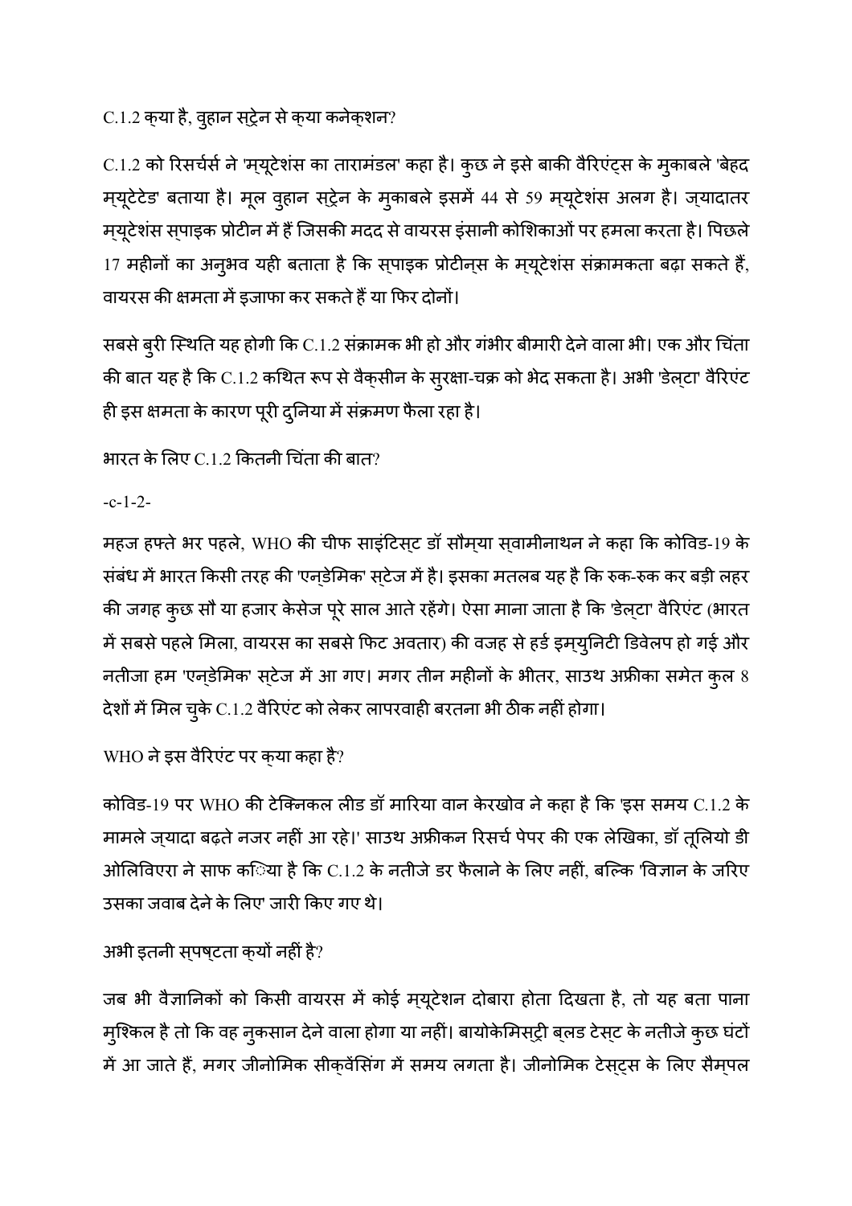C.1.2 क्या है, वुहान स्ट्रेन से क्या कनेक्शन?

C.1.2 को रिसर्चर्स ने 'म्यूटेशंस का तारामंडल' कहा है। कुछ ने इसे बाकी वैरिएंट्स के मुकाबले 'बेहद म्यूटेटेड' बताया है। मूल वुहान स्ट्रेन के मुकाबले इसमें 44 से 59 म्यूटेशंस अलग है। ज्यादातर म्यूटेशंस स्पाइक प्रोटीन में हैं जिसकी मदद से वायरस इंसानी कोशिकाओं पर हमला करता है। पिछले 17 महीनों का अनुभव यही बताता है कि स्पाइक प्रोटीन्स के म्यूटेशंस संक्रामकता बढ़ा सकते हैं, वायरस की क्षमता में इजाफा कर सकते हैं या फिर दोनों।

सबसे बुरी स्थिति यह होगी कि C.1.2 संक्रामक भी हो और गंभीर बीमारी देने वाला भी। एक और चिंता की बात यह है कि C.1.2 कथित रूप से वैक्सीन के सुरक्षा-चक्र को भेद सकता है। अभी 'डेल्टा' वैरिएंट ही इस क्षमता के कारण पूरी दुनिया में संक्रमण फैला रहा है।

भारत के लिए C.1.2 कितनी चिंता की बात?

-c-1-2-

महज हफ्ते भर पहले, WHO की चीफ साइंटिस्ट डॉ सौम्या स्वामीनाथन ने कहा कि कोविड-19 के संबंध में भारत किसी तरह की 'एन्डेमिक' स्टेज में है। इसका मतलब यह है कि रुक-रुक कर बड़ी लहर की जगह कुछ सौ या हजार केसेज पूरे साल आते रहेंगे। ऐसा माना जाता है कि 'डेल्टा' वैरिएंट (भारत में सबसे पहले मिला, वायरस का सबसे फिट अवतार) की वजह से हर्ड इम्युनिटी डिवेलप हो गई और नतीजा हम 'एन्डेमिक' स्टेज में आ गए। मगर तीन महीनों के भीतर, साउथ अफ्रीका समेत कुल 8 देशों में मिल चुके C.1.2 वैरिएंट को लेकर लापरवाही बरतना भी ठीक नहीं होगा।

WHO ने इस वैरिएंट पर क्या कहा है?

कोविड-19 पर WHO की टेक्निकल लीड डॉ मारिया वान केरखोव ने कहा है कि 'इस समय C.1.2 के मामले ज्यादा बढ़ते नजर नहीं आ रहे।' साउथ अफ्रीकन रिसर्च पेपर की एक लेखिका, डॉ तूलियो डी ओलिविएरा ने साफ किया है कि C.1.2 के नतीजे डर फैलाने के लिए नहीं, बल्कि 'विज्ञान के जरिए उसका जवाब देने के लिए' जारी किए गए थे।

अभी इतनी स्पष्टता क्यों नहीं है?

जब भी वैज्ञानिकों को किसी वायरस में कोई म्यूटेशन दोबारा होता दिखता है, तो यह बता पाना मुश्किल है तो कि वह नुकसान देने वाला होगा या नहीं। बायोकेमिस्ट्री ब्लड टेस्ट के नतीजे कुछ घंटों में आ जाते हैं, मगर जीनोमिक सीक्वेंसिंग में समय लगता है। जीनोमिक टेस्ट्स के लिए सैम्पल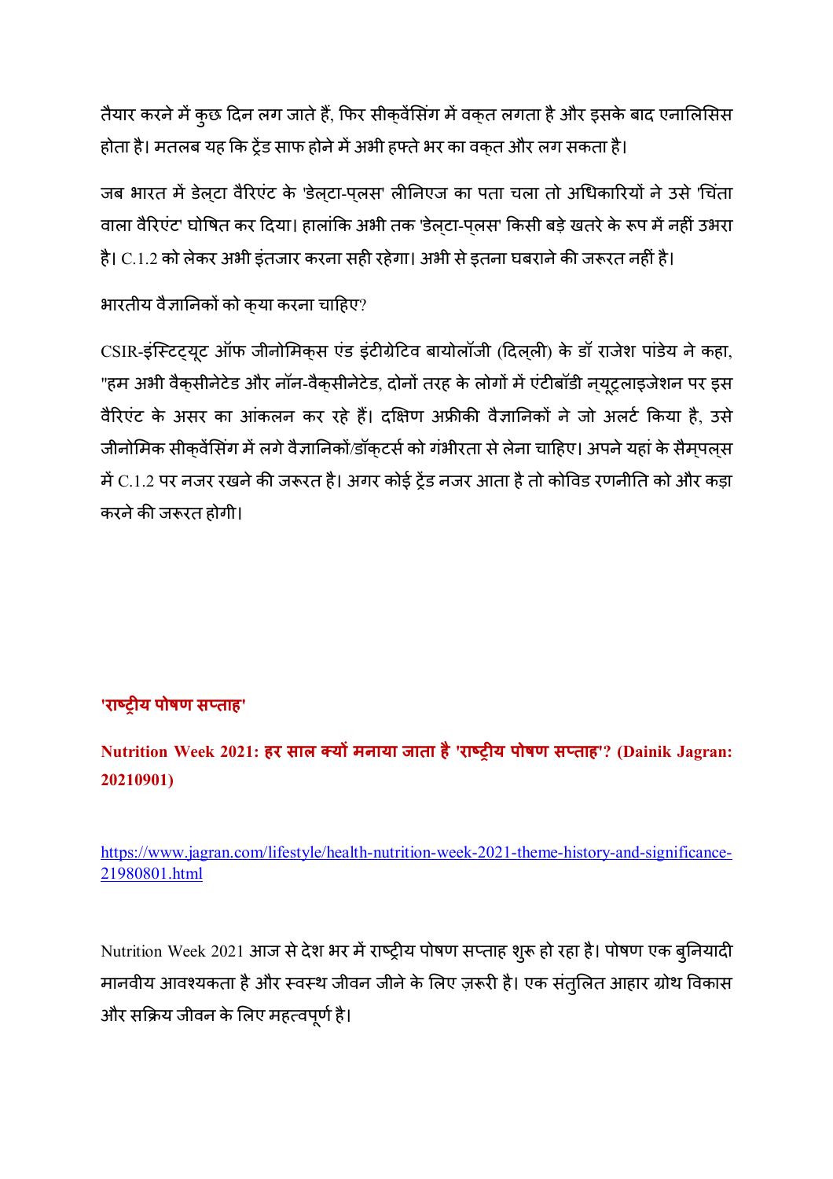तैयार करने में कुछ दिन लग जाते हैं, फिर सीक्वेंसिंग में वक्त लगता है और इसके बाद एनालिसिस होता है। मतलब यह कि ट्रेंड साफ होने में अभी हफ्ते भर का वक्त और लग सकता है।

जब भारत में डेल्टा वैरिएंट के 'डेल्टा-प्लस' लीनिएज का पता चला तो अधिकारियों ने उसे 'चिंता वाला वैरिएंट' घोषित कर दिया। हालांकि अभी तक 'डेल्टा-प्लस' किसी बड़े खतरे के रूप में नहीं उभरा है। C.1.2 को लेकर अभी इंतजार करना सही रहेगा। अभी से इतना घबराने की जरूरत नहीं है।

भारतीय वैज्ञानिकों को क्या करना चाहिए?

CSIR-इंस्टिट्यूट ऑफ जीनोमिक्स एंड इंटीग्रेटिव बायोलॉजी (दिल्ली) के डॉ राजेश पांडेय ने कहा, "हम अभी वैक्सीनेटेड और नॉन-वैक्सीनेटेड, दोनों तरह के लोगों में एंटीबॉडी न्यूट्रलाइजेशन पर इस वैरिएंट के असर का आंकलन कर रहे हैं। दक्षिण अफ्रीकी वैज्ञानिकों ने जो अलर्ट किया है, उसे जीनोमिक सीक्वेंसिंग में लगे वैज्ञानिकों/डॉक्टर्स को गंभीरता से लेना चाहिए। अपने यहां के सैम्पल्स में C.1.2 पर नजर रखने की जरूरत है। अगर कोई ट्रेंड नजर आता है तो कोविड रणनीति को और कड़ा करने की जरूरत होगी।

**'राष्ट्रीय पोषण सप्ताह'**

**Nutrition Week 2021: हर साल क्यों मनाया जाता है 'राष्ट्रीय पोषण सप्ताह'? (Dainik Jagran: 20210901)**

https://www.jagran.com/lifestyle/health-nutrition-week-2021-theme-history-and-significance-21980801.html

Nutrition Week 2021 आज से देश भर में राष्ट्रीय पोषण सप्ताह शुरू हो रहा है। पोषण एक बुनियादी मानवीय आवश्यकता है और स्वस्थ जीवन जीने के लिए ज़रूरी है। एक संतुलित आहार ग्रोथ विकास और सक्रिय जीवन के लिए महत्वपूर्ण है।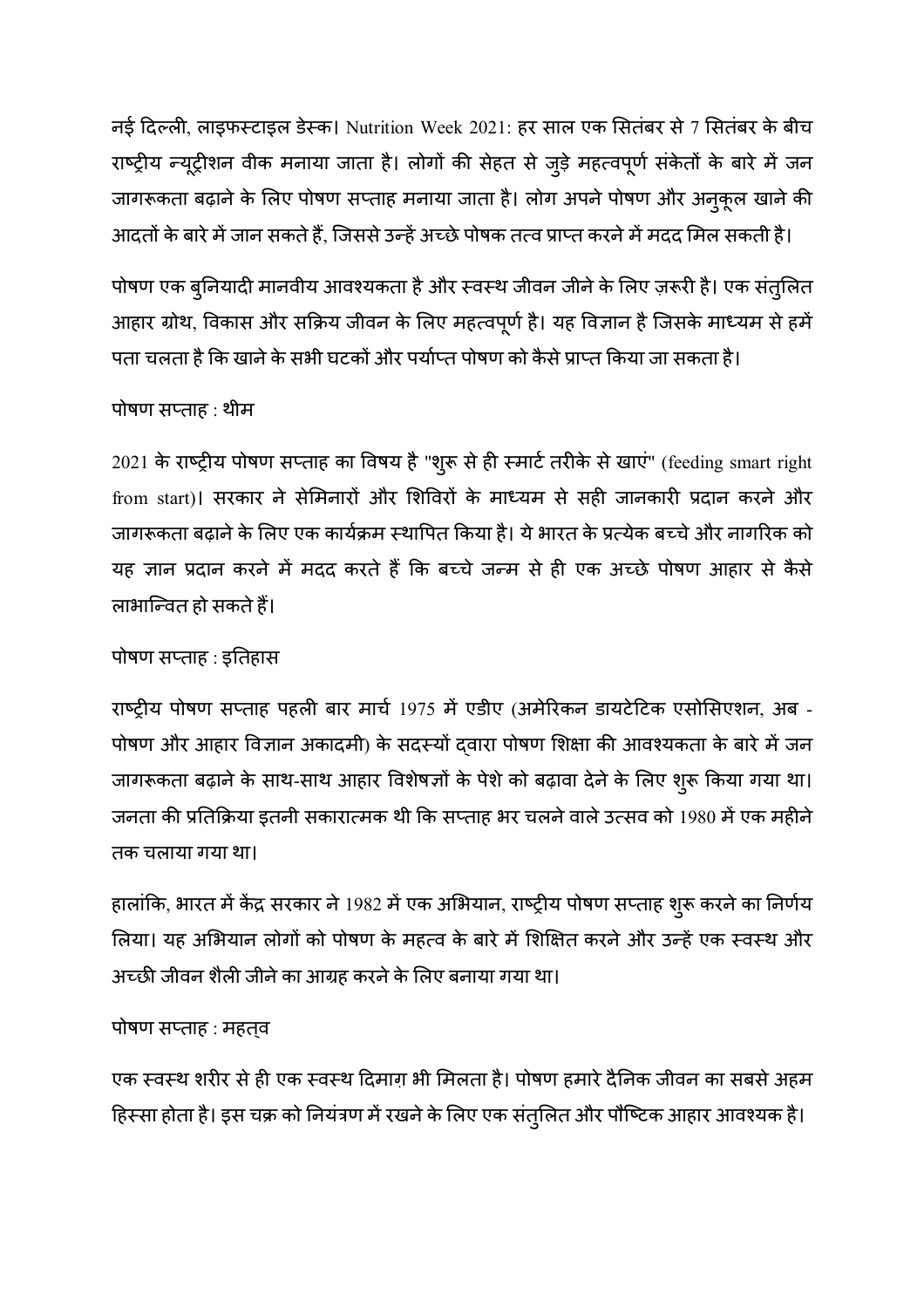नई दिल्ली, लाइफस्टाइल डेस्क। Nutrition Week 2021: हर साल एक सितंबर से 7 सितंबर के बीच राष्ट्रीय न्यूट्रीशन वीक मनाया जाता है। लोगों की सेहत से जुड़े महत्वपूर्ण संकेतों के बारे में जन जागरूकता बढ़ाने के लिए पोषण सप्ताह मनाया जाता है। लोग अपने पोषण और अनुकूल खाने की आदतों के बारे में जान सकते हैं, जिससे उन्हें अच्छे पोषक तत्व प्राप्त करने में मदद मिल सकती है।

पोषण एक बुनियादी मानवीय आवश्यकता है और स्वस्थ जीवन जीने के लिए ज़रूरी है। एक संतुलित आहार ग्रोथ, विकास और सक्रिय जीवन के लिए महत्वपूर्ण है। यह विज्ञान है जिसके माध्यम से हमें पता चलता है कि खाने के सभी घटकों और पर्याप्त पोषण को कैसे प्राप्त किया जा सकता है।

पोषण सप्ताह : थीम

2021 के राष्ट्रीय पोषण सप्ताह का विषय है "शुरू से ही स्मार्ट तरीके से खाएं" (feeding smart right from start)। सरकार ने सेमिनारों और शिविरों के माध्यम से सही जानकारी प्रदान करने और जागरूकता बढ़ाने के लिए एक कार्यक्रम स्थापित किया है। ये भारत के प्रत्येक बच्चे और नागरिक को यह ज्ञान प्रदान करने में मदद करते हैं कि बच्चे जन्म से ही एक अच्छे पोषण आहार से कैसे लाभान्वित हो सकते हैं।

पोषण सप्ताह : इतिहास

राष्ट्रीय पोषण सप्ताह पहली बार मार्च 1975 में एडीए (अमेरिकन डायटेटिक एसोसिएशन, अब - पोषण और आहार विज्ञान अकादमी) के सदस्यों द्वारा पोषण शिक्षा की आवश्यकता के बारे में जन जागरूकता बढ़ाने के साथ-साथ आहार विशेषज्ञों के पेशे को बढ़ावा देने के लिए शुरू किया गया था। जनता की प्रतिक्रिया इतनी सकारात्मक थी कि सप्ताह भर चलने वाले उत्सव को 1980 में एक महीने तक चलाया गया था।

हालांकि, भारत में केंद्र सरकार ने 1982 में एक अभियान, राष्ट्रीय पोषण सप्ताह शुरू करने का निर्णय लिया। यह अभियान लोगों को पोषण के महत्व के बारे में शिक्षित करने और उन्हें एक स्वस्थ और अच्छी जीवन शैली जीने का आग्रह करने के लिए बनाया गया था।

पोषण सप्ताह : महत्व

एक स्वस्थ शरीर से ही एक स्वस्थ दिमाग़ भी मिलता है। पोषण हमारे दैनिक जीवन का सबसे अहम हिस्सा होता है। इस चक्र को नियंत्रण में रखने के लिए एक संतुलित और पौष्टिक आहार आवश्यक है।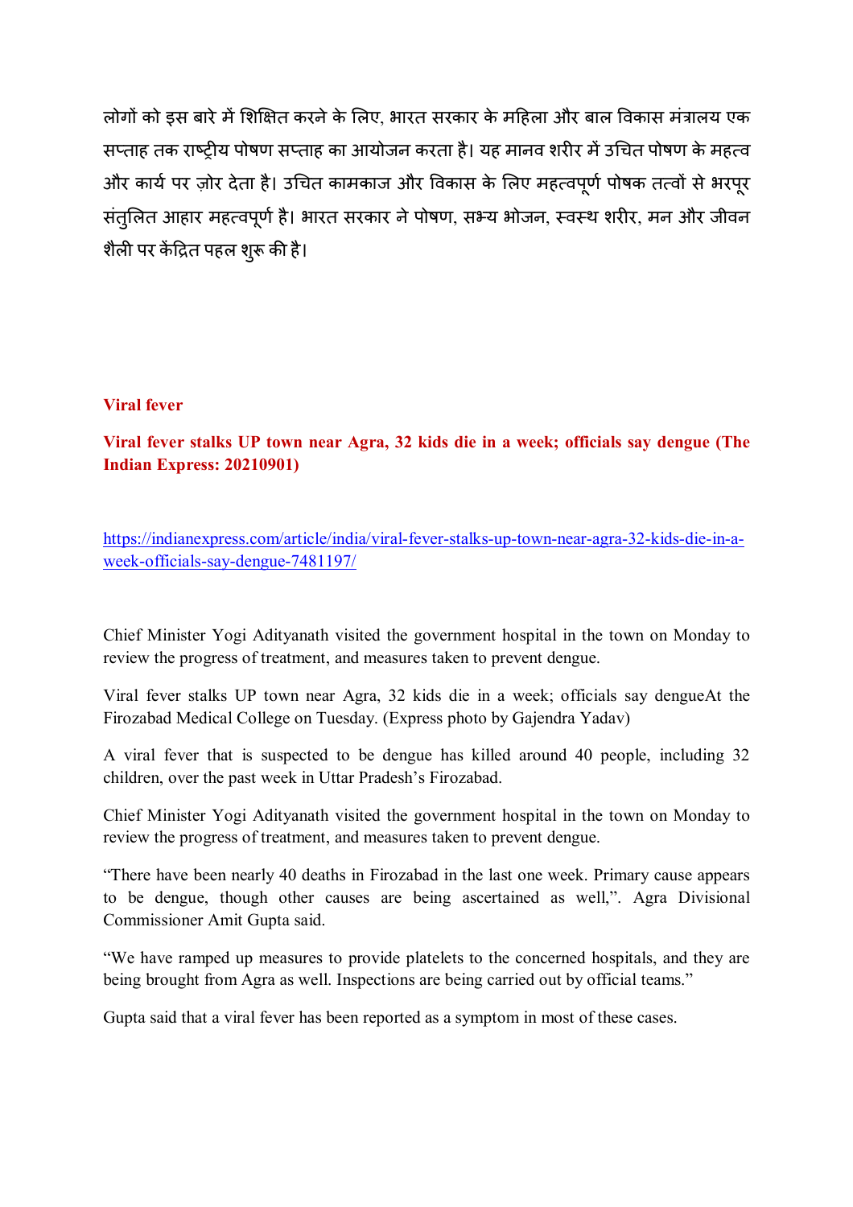लोगों को इस बारे में शिक्षित करने के लिए, भारत सरकार के महिला और बाल विकास मंत्रालय एक सप्ताह तक राष्ट्रीय पोषण सप्ताह का आयोजन करता है। यह मानव शरीर में उचित पोषण के महत्व और कार्य पर ज़ोर देता है। उचित कामकाज और विकास के लिए महत्वपूर्ण पोषक तत्वों से भरपूर संतुलित आहार महत्वपूर्ण है। भारत सरकार ने पोषण, सभ्य भोजन, स्वस्थ शरीर, मन और जीवन शैली पर केंद्रित पहल शुरू की है।

**Viral fever**

**Viral fever stalks UP town near Agra, 32 kids die in a week; officials say dengue (The Indian Express: 20210901)**

https://indianexpress.com/article/india/viral-fever-stalks-up-town-near-agra-32-kids-die-in-a-week-officials-say-dengue-7481197/

Chief Minister Yogi Adityanath visited the government hospital in the town on Monday to review the progress of treatment, and measures taken to prevent dengue.

Viral fever stalks UP town near Agra, 32 kids die in a week; officials say dengueAt the Firozabad Medical College on Tuesday. (Express photo by Gajendra Yadav)

A viral fever that is suspected to be dengue has killed around 40 people, including 32 children, over the past week in Uttar Pradesh's Firozabad.

Chief Minister Yogi Adityanath visited the government hospital in the town on Monday to review the progress of treatment, and measures taken to prevent dengue.

"There have been nearly 40 deaths in Firozabad in the last one week. Primary cause appears to be dengue, though other causes are being ascertained as well,". Agra Divisional Commissioner Amit Gupta said.

"We have ramped up measures to provide platelets to the concerned hospitals, and they are being brought from Agra as well. Inspections are being carried out by official teams."

Gupta said that a viral fever has been reported as a symptom in most of these cases.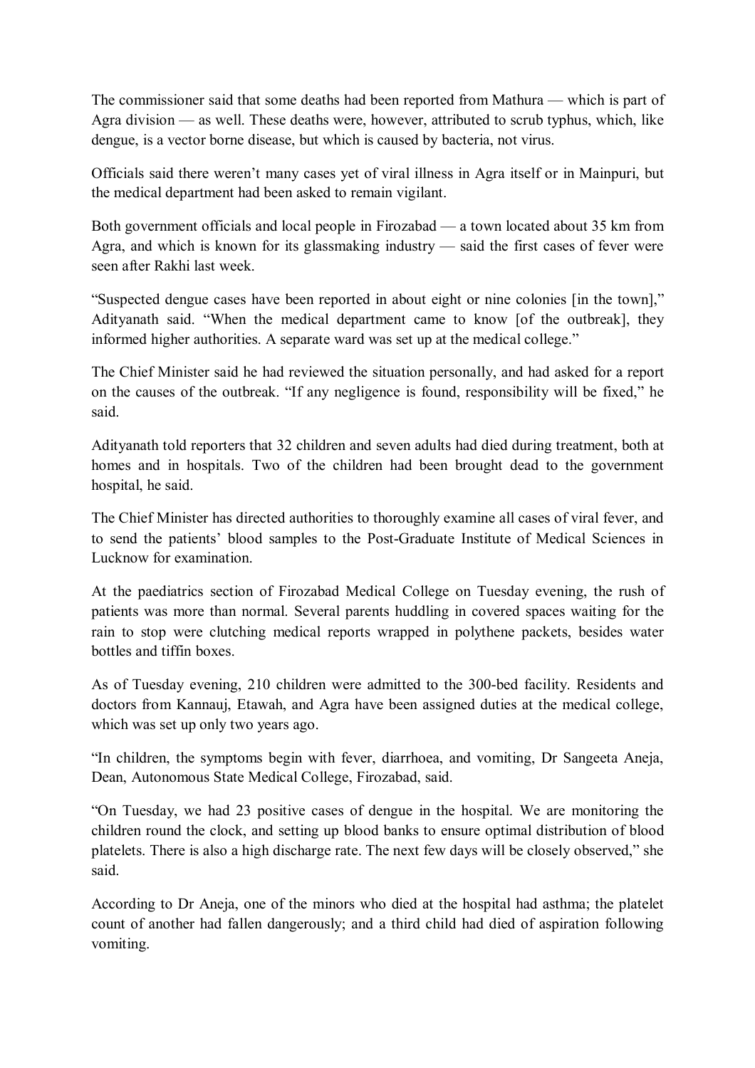The commissioner said that some deaths had been reported from Mathura — which is part of Agra division — as well. These deaths were, however, attributed to scrub typhus, which, like dengue, is a vector borne disease, but which is caused by bacteria, not virus.

Officials said there weren't many cases yet of viral illness in Agra itself or in Mainpuri, but the medical department had been asked to remain vigilant.

Both government officials and local people in Firozabad — a town located about 35 km from Agra, and which is known for its glassmaking industry — said the first cases of fever were seen after Rakhi last week.

"Suspected dengue cases have been reported in about eight or nine colonies [in the town]," Adityanath said. "When the medical department came to know [of the outbreak], they informed higher authorities. A separate ward was set up at the medical college."

The Chief Minister said he had reviewed the situation personally, and had asked for a report on the causes of the outbreak. "If any negligence is found, responsibility will be fixed," he said.

Adityanath told reporters that 32 children and seven adults had died during treatment, both at homes and in hospitals. Two of the children had been brought dead to the government hospital, he said.

The Chief Minister has directed authorities to thoroughly examine all cases of viral fever, and to send the patients' blood samples to the Post-Graduate Institute of Medical Sciences in Lucknow for examination.

At the paediatrics section of Firozabad Medical College on Tuesday evening, the rush of patients was more than normal. Several parents huddling in covered spaces waiting for the rain to stop were clutching medical reports wrapped in polythene packets, besides water bottles and tiffin boxes.

As of Tuesday evening, 210 children were admitted to the 300-bed facility. Residents and doctors from Kannauj, Etawah, and Agra have been assigned duties at the medical college, which was set up only two years ago.

"In children, the symptoms begin with fever, diarrhoea, and vomiting, Dr Sangeeta Aneja, Dean, Autonomous State Medical College, Firozabad, said.

"On Tuesday, we had 23 positive cases of dengue in the hospital. We are monitoring the children round the clock, and setting up blood banks to ensure optimal distribution of blood platelets. There is also a high discharge rate. The next few days will be closely observed," she said.

According to Dr Aneja, one of the minors who died at the hospital had asthma; the platelet count of another had fallen dangerously; and a third child had died of aspiration following vomiting.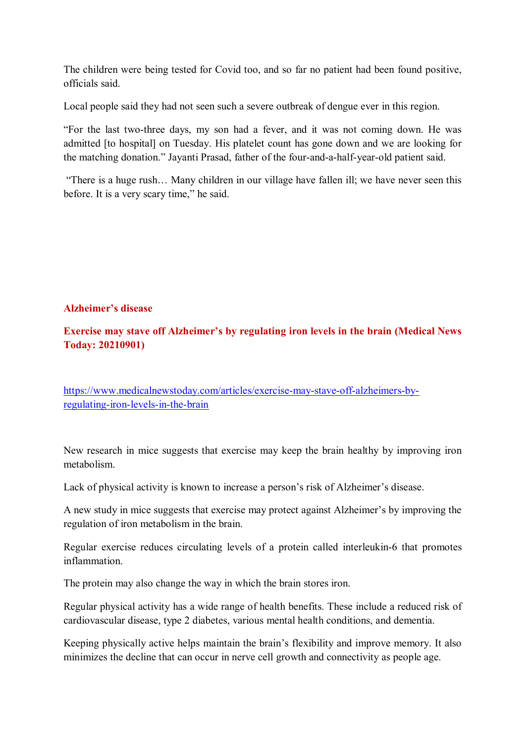The children were being tested for Covid too, and so far no patient had been found positive, officials said.

Local people said they had not seen such a severe outbreak of dengue ever in this region.

"For the last two-three days, my son had a fever, and it was not coming down. He was admitted [to hospital] on Tuesday. His platelet count has gone down and we are looking for the matching donation." Jayanti Prasad, father of the four-and-a-half-year-old patient said.

"There is a huge rush… Many children in our village have fallen ill; we have never seen this before. It is a very scary time," he said.

## Alzheimer's disease

### Exercise may stave off Alzheimer's by regulating iron levels in the brain (Medical News Today: 20210901)

[https://www.medicalnewstoday.com/articles/exercise-may-stave-off-alzheimers-by-regulating-iron-levels-in-the-brain](https://www.medicalnewstoday.com/articles/exercise-may-stave-off-alzheimers-by-regulating-iron-levels-in-the-brain)

New research in mice suggests that exercise may keep the brain healthy by improving iron metabolism.

Lack of physical activity is known to increase a person's risk of Alzheimer's disease.

A new study in mice suggests that exercise may protect against Alzheimer's by improving the regulation of iron metabolism in the brain.

Regular exercise reduces circulating levels of a protein called interleukin-6 that promotes inflammation.

The protein may also change the way in which the brain stores iron.

Regular physical activity has a wide range of health benefits. These include a reduced risk of cardiovascular disease, type 2 diabetes, various mental health conditions, and dementia.

Keeping physically active helps maintain the brain's flexibility and improve memory. It also minimizes the decline that can occur in nerve cell growth and connectivity as people age.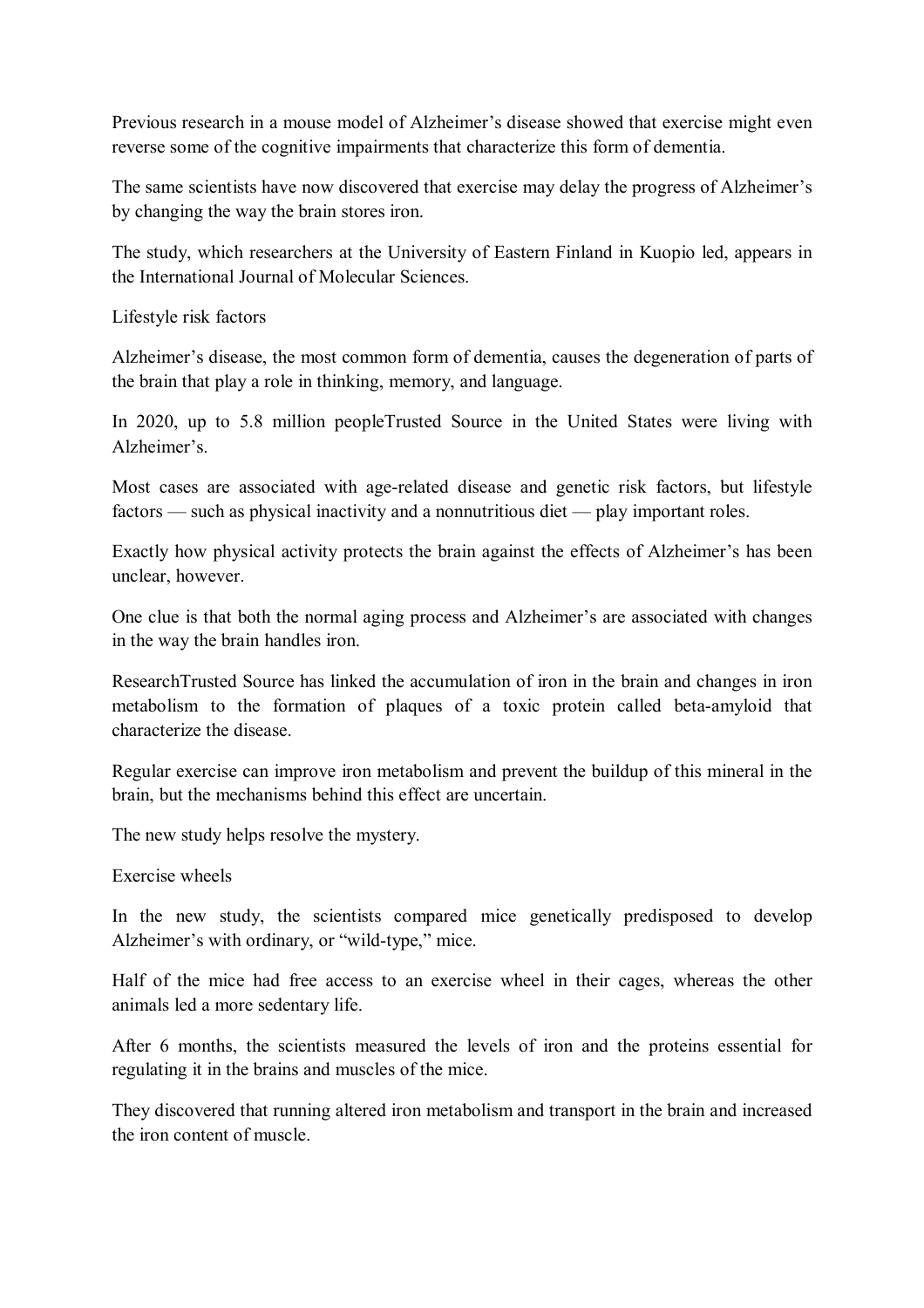Previous research in a mouse model of Alzheimer's disease showed that exercise might even reverse some of the cognitive impairments that characterize this form of dementia.

The same scientists have now discovered that exercise may delay the progress of Alzheimer's by changing the way the brain stores iron.

The study, which researchers at the University of Eastern Finland in Kuopio led, appears in the International Journal of Molecular Sciences.

## Lifestyle risk factors

Alzheimer's disease, the most common form of dementia, causes the degeneration of parts of the brain that play a role in thinking, memory, and language.

In 2020, up to 5.8 million peopleTrusted Source in the United States were living with Alzheimer's.

Most cases are associated with age-related disease and genetic risk factors, but lifestyle factors — such as physical inactivity and a nonnutritious diet — play important roles.

Exactly how physical activity protects the brain against the effects of Alzheimer's has been unclear, however.

One clue is that both the normal aging process and Alzheimer's are associated with changes in the way the brain handles iron.

ResearchTrusted Source has linked the accumulation of iron in the brain and changes in iron metabolism to the formation of plaques of a toxic protein called beta-amyloid that characterize the disease.

Regular exercise can improve iron metabolism and prevent the buildup of this mineral in the brain, but the mechanisms behind this effect are uncertain.

The new study helps resolve the mystery.

## Exercise wheels

In the new study, the scientists compared mice genetically predisposed to develop Alzheimer's with ordinary, or "wild-type," mice.

Half of the mice had free access to an exercise wheel in their cages, whereas the other animals led a more sedentary life.

After 6 months, the scientists measured the levels of iron and the proteins essential for regulating it in the brains and muscles of the mice.

They discovered that running altered iron metabolism and transport in the brain and increased the iron content of muscle.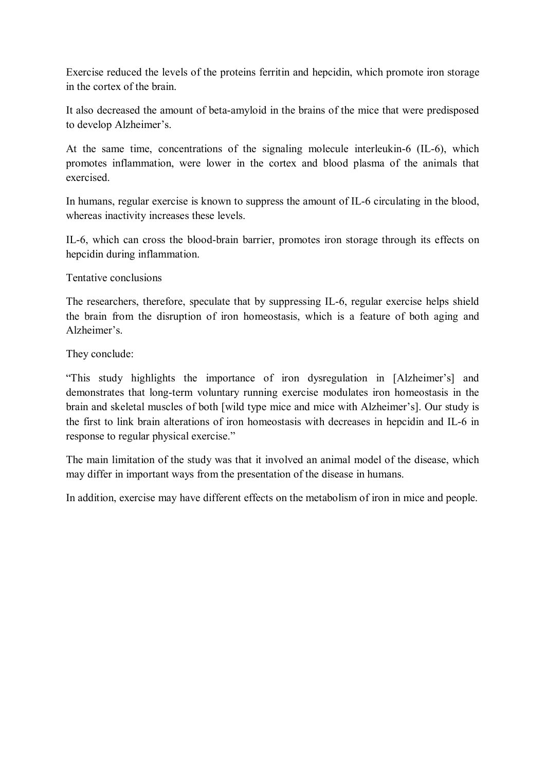Exercise reduced the levels of the proteins ferritin and hepcidin, which promote iron storage in the cortex of the brain.

It also decreased the amount of beta-amyloid in the brains of the mice that were predisposed to develop Alzheimer's.

At the same time, concentrations of the signaling molecule interleukin-6 (IL-6), which promotes inflammation, were lower in the cortex and blood plasma of the animals that exercised.

In humans, regular exercise is known to suppress the amount of IL-6 circulating in the blood, whereas inactivity increases these levels.

IL-6, which can cross the blood-brain barrier, promotes iron storage through its effects on hepcidin during inflammation.

Tentative conclusions

The researchers, therefore, speculate that by suppressing IL-6, regular exercise helps shield the brain from the disruption of iron homeostasis, which is a feature of both aging and Alzheimer's.

They conclude:

"This study highlights the importance of iron dysregulation in [Alzheimer's] and demonstrates that long-term voluntary running exercise modulates iron homeostasis in the brain and skeletal muscles of both [wild type mice and mice with Alzheimer's]. Our study is the first to link brain alterations of iron homeostasis with decreases in hepcidin and IL-6 in response to regular physical exercise."

The main limitation of the study was that it involved an animal model of the disease, which may differ in important ways from the presentation of the disease in humans.

In addition, exercise may have different effects on the metabolism of iron in mice and people.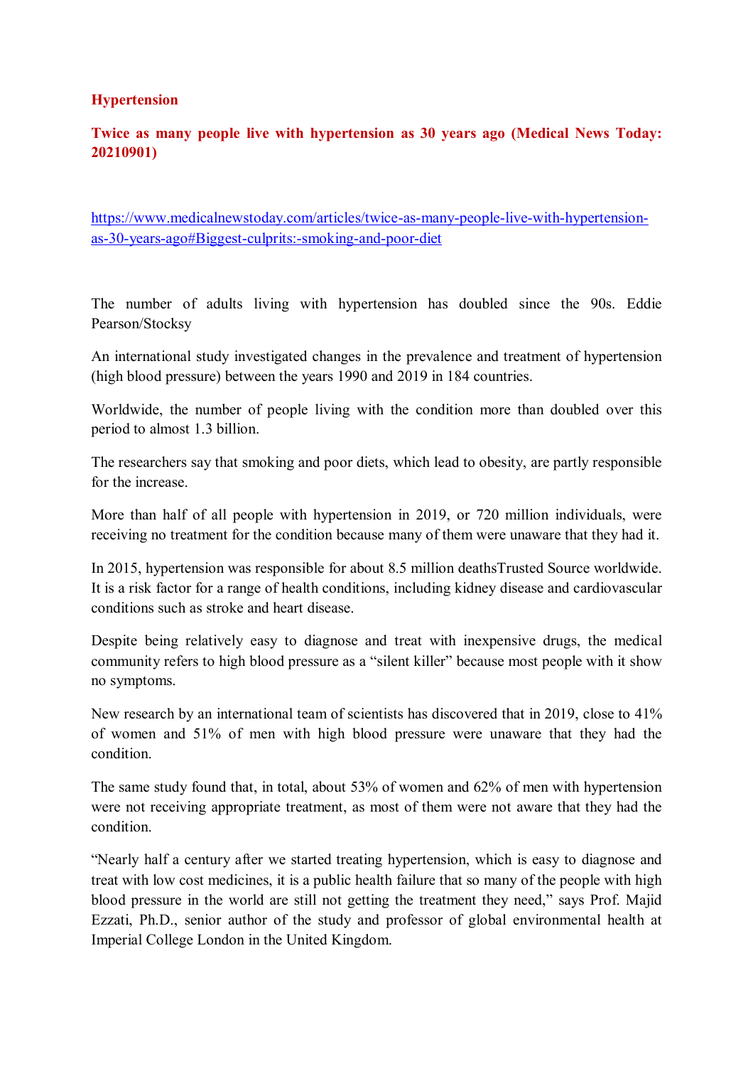**Hypertension**

**Twice as many people live with hypertension as 30 years ago (Medical News Today: 20210901)**

[https://www.medicalnewstoday.com/articles/twice-as-many-people-live-with-hypertension-as-30-years-ago#Biggest-culprits:-smoking-and-poor-diet](https://www.medicalnewstoday.com/articles/twice-as-many-people-live-with-hypertension-as-30-years-ago#Biggest-culprits:-smoking-and-poor-diet)

The number of adults living with hypertension has doubled since the 90s. Eddie Pearson/Stocksy

An international study investigated changes in the prevalence and treatment of hypertension (high blood pressure) between the years 1990 and 2019 in 184 countries.

Worldwide, the number of people living with the condition more than doubled over this period to almost 1.3 billion.

The researchers say that smoking and poor diets, which lead to obesity, are partly responsible for the increase.

More than half of all people with hypertension in 2019, or 720 million individuals, were receiving no treatment for the condition because many of them were unaware that they had it.

In 2015, hypertension was responsible for about 8.5 million deathsTrusted Source worldwide. It is a risk factor for a range of health conditions, including kidney disease and cardiovascular conditions such as stroke and heart disease.

Despite being relatively easy to diagnose and treat with inexpensive drugs, the medical community refers to high blood pressure as a "silent killer" because most people with it show no symptoms.

New research by an international team of scientists has discovered that in 2019, close to 41% of women and 51% of men with high blood pressure were unaware that they had the condition.

The same study found that, in total, about 53% of women and 62% of men with hypertension were not receiving appropriate treatment, as most of them were not aware that they had the condition.

"Nearly half a century after we started treating hypertension, which is easy to diagnose and treat with low cost medicines, it is a public health failure that so many of the people with high blood pressure in the world are still not getting the treatment they need," says Prof. Majid Ezzati, Ph.D., senior author of the study and professor of global environmental health at Imperial College London in the United Kingdom.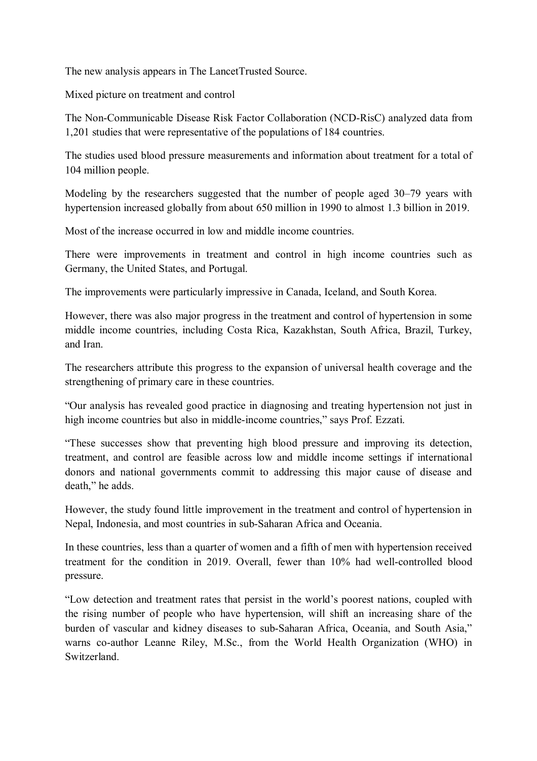The new analysis appears in The LancetTrusted Source.

## Mixed picture on treatment and control

The Non-Communicable Disease Risk Factor Collaboration (NCD-RisC) analyzed data from 1,201 studies that were representative of the populations of 184 countries.

The studies used blood pressure measurements and information about treatment for a total of 104 million people.

Modeling by the researchers suggested that the number of people aged 30–79 years with hypertension increased globally from about 650 million in 1990 to almost 1.3 billion in 2019.

Most of the increase occurred in low and middle income countries.

There were improvements in treatment and control in high income countries such as Germany, the United States, and Portugal.

The improvements were particularly impressive in Canada, Iceland, and South Korea.

However, there was also major progress in the treatment and control of hypertension in some middle income countries, including Costa Rica, Kazakhstan, South Africa, Brazil, Turkey, and Iran.

The researchers attribute this progress to the expansion of universal health coverage and the strengthening of primary care in these countries.

"Our analysis has revealed good practice in diagnosing and treating hypertension not just in high income countries but also in middle-income countries," says Prof. Ezzati.

"These successes show that preventing high blood pressure and improving its detection, treatment, and control are feasible across low and middle income settings if international donors and national governments commit to addressing this major cause of disease and death," he adds.

However, the study found little improvement in the treatment and control of hypertension in Nepal, Indonesia, and most countries in sub-Saharan Africa and Oceania.

In these countries, less than a quarter of women and a fifth of men with hypertension received treatment for the condition in 2019. Overall, fewer than 10% had well-controlled blood pressure.

"Low detection and treatment rates that persist in the world's poorest nations, coupled with the rising number of people who have hypertension, will shift an increasing share of the burden of vascular and kidney diseases to sub-Saharan Africa, Oceania, and South Asia," warns co-author Leanne Riley, M.Sc., from the World Health Organization (WHO) in Switzerland.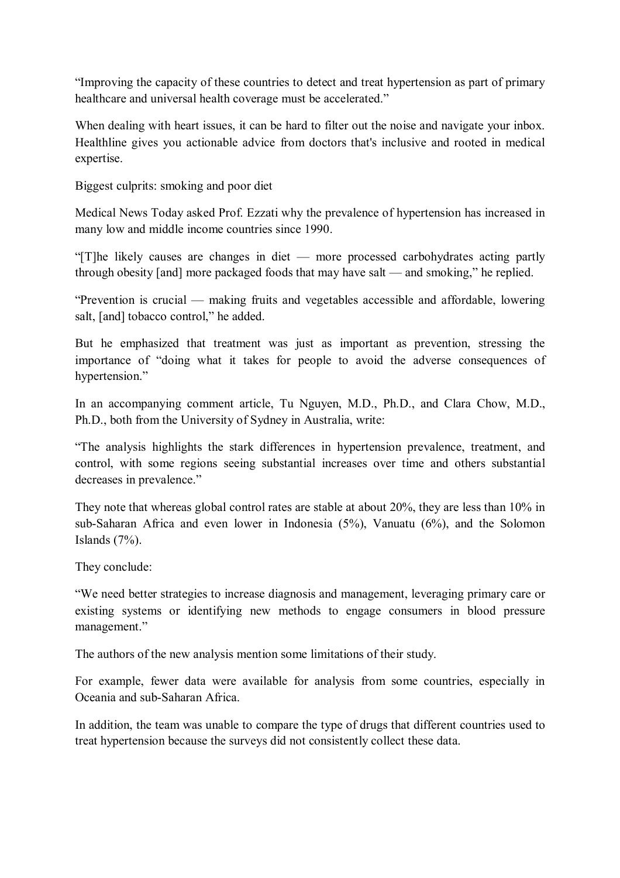"Improving the capacity of these countries to detect and treat hypertension as part of primary healthcare and universal health coverage must be accelerated."

When dealing with heart issues, it can be hard to filter out the noise and navigate your inbox. Healthline gives you actionable advice from doctors that's inclusive and rooted in medical expertise.

## Biggest culprits: smoking and poor diet

Medical News Today asked Prof. Ezzati why the prevalence of hypertension has increased in many low and middle income countries since 1990.

"[T]he likely causes are changes in diet — more processed carbohydrates acting partly through obesity [and] more packaged foods that may have salt — and smoking," he replied.

"Prevention is crucial — making fruits and vegetables accessible and affordable, lowering salt, [and] tobacco control," he added.

But he emphasized that treatment was just as important as prevention, stressing the importance of "doing what it takes for people to avoid the adverse consequences of hypertension."

In an accompanying comment article, Tu Nguyen, M.D., Ph.D., and Clara Chow, M.D., Ph.D., both from the University of Sydney in Australia, write:

"The analysis highlights the stark differences in hypertension prevalence, treatment, and control, with some regions seeing substantial increases over time and others substantial decreases in prevalence."

They note that whereas global control rates are stable at about 20%, they are less than 10% in sub-Saharan Africa and even lower in Indonesia (5%), Vanuatu (6%), and the Solomon Islands (7%).

They conclude:

"We need better strategies to increase diagnosis and management, leveraging primary care or existing systems or identifying new methods to engage consumers in blood pressure management."

The authors of the new analysis mention some limitations of their study.

For example, fewer data were available for analysis from some countries, especially in Oceania and sub-Saharan Africa.

In addition, the team was unable to compare the type of drugs that different countries used to treat hypertension because the surveys did not consistently collect these data.